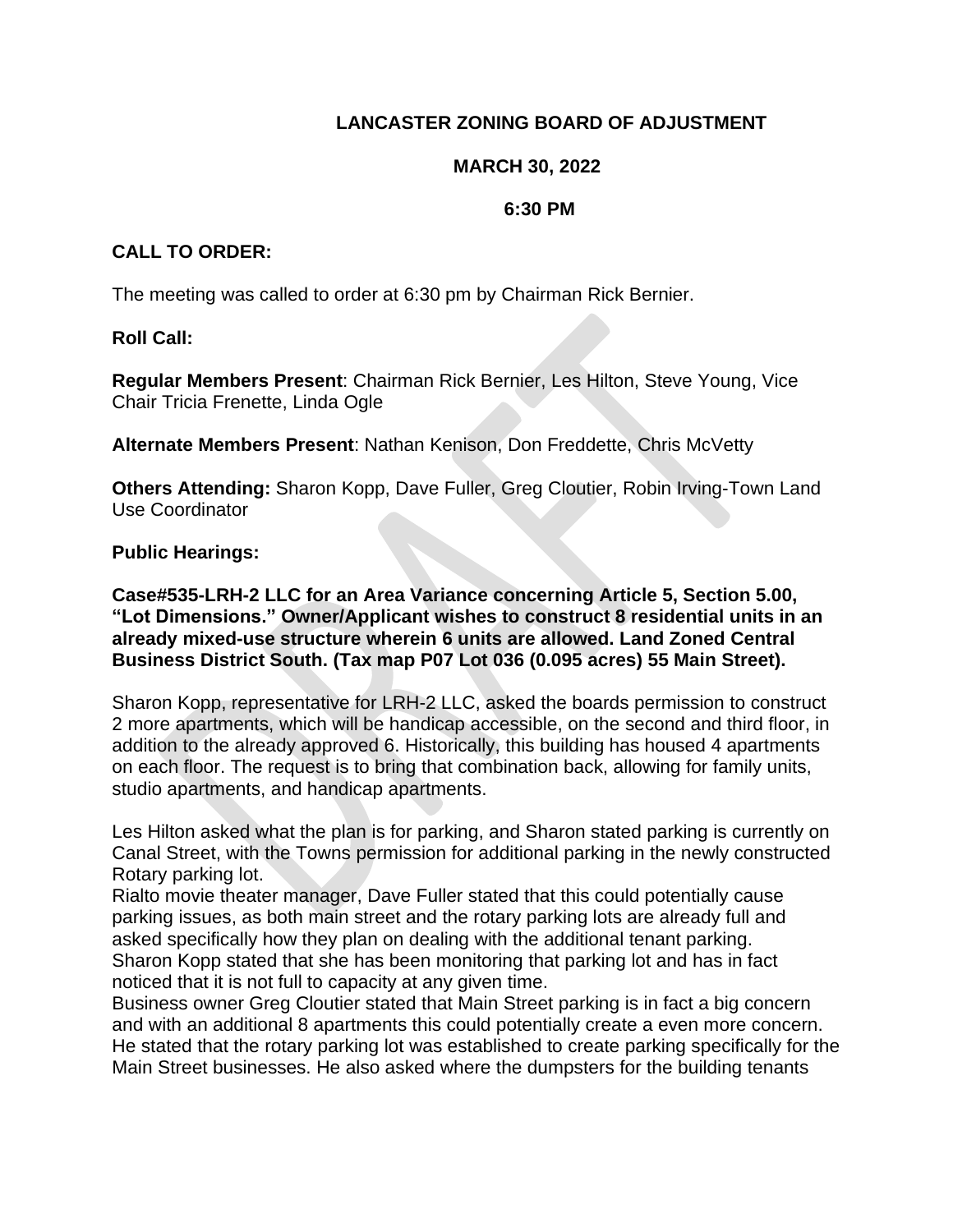**LANCASTER ZONING BOARD OF ADJUSTMENT**

**MARCH 30, 2022**

**6:30 PM**

**CALL TO ORDER:**

The meeting was called to order at 6:30 pm by Chairman Rick Bernier.

**Roll Call:**

**Regular Members Present**: Chairman Rick Bernier, Les Hilton, Steve Young, Vice Chair Tricia Frenette, Linda Ogle

**Alternate Members Present**: Nathan Kenison, Don Freddette, Chris McVetty

**Others Attending:** Sharon Kopp, Dave Fuller, Greg Cloutier, Robin Irving-Town Land Use Coordinator

**Public Hearings:**

**Case#535-LRH-2 LLC for an Area Variance concerning Article 5, Section 5.00, "Lot Dimensions." Owner/Applicant wishes to construct 8 residential units in an already mixed-use structure wherein 6 units are allowed. Land Zoned Central Business District South. (Tax map P07 Lot 036 (0.095 acres) 55 Main Street).**

Sharon Kopp, representative for LRH-2 LLC, asked the boards permission to construct 2 more apartments, which will be handicap accessible, on the second and third floor, in addition to the already approved 6. Historically, this building has housed 4 apartments on each floor. The request is to bring that combination back, allowing for family units, studio apartments, and handicap apartments.

Les Hilton asked what the plan is for parking, and Sharon stated parking is currently on Canal Street, with the Towns permission for additional parking in the newly constructed Rotary parking lot.
Rialto movie theater manager, Dave Fuller stated that this could potentially cause parking issues, as both main street and the rotary parking lots are already full and asked specifically how they plan on dealing with the additional tenant parking.
Sharon Kopp stated that she has been monitoring that parking lot and has in fact noticed that it is not full to capacity at any given time.
Business owner Greg Cloutier stated that Main Street parking is in fact a big concern and with an additional 8 apartments this could potentially create a even more concern. He stated that the rotary parking lot was established to create parking specifically for the Main Street businesses. He also asked where the dumpsters for the building tenants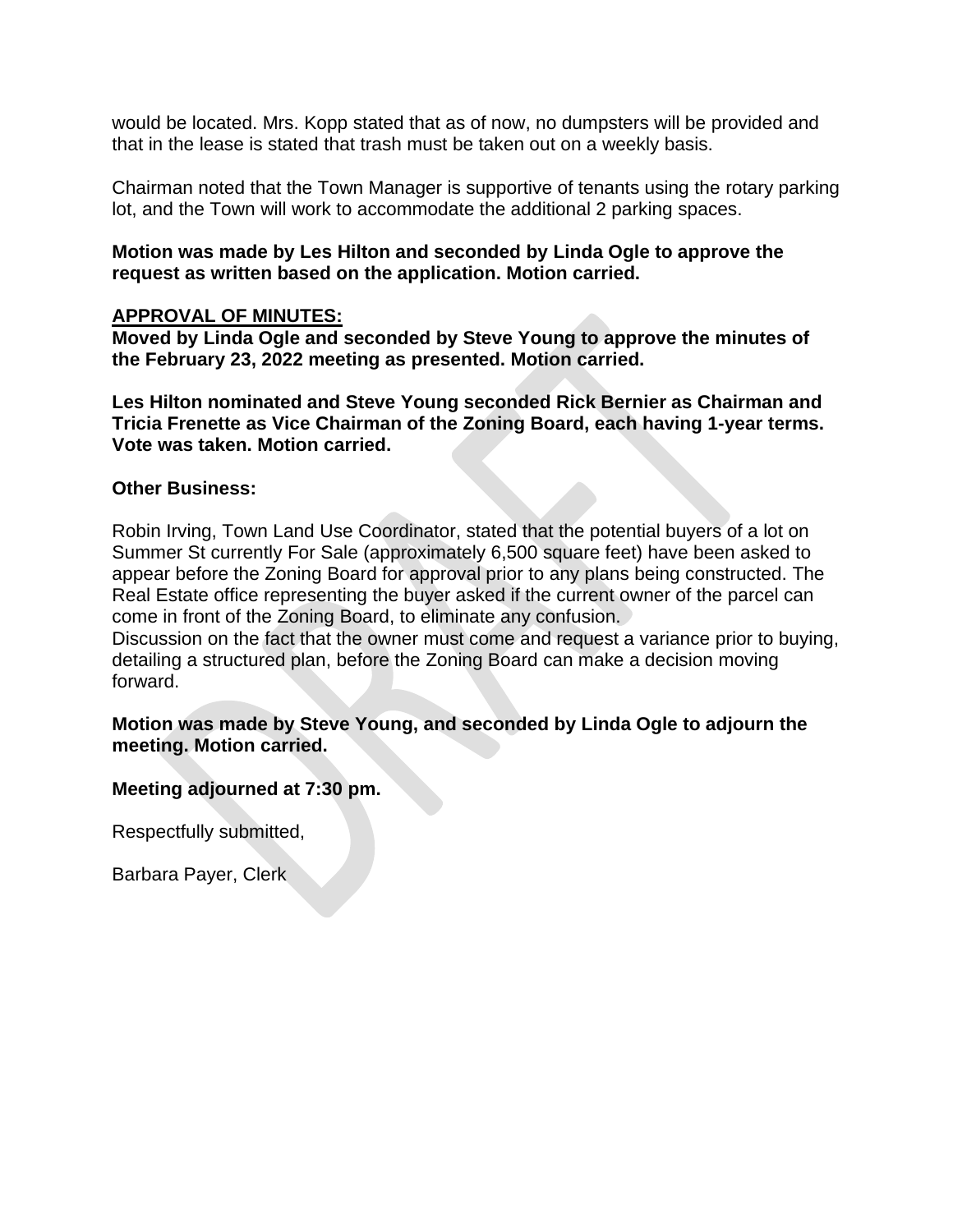would be located. Mrs. Kopp stated that as of now, no dumpsters will be provided and that in the lease is stated that trash must be taken out on a weekly basis.

Chairman noted that the Town Manager is supportive of tenants using the rotary parking lot, and the Town will work to accommodate the additional 2 parking spaces.

**Motion was made by Les Hilton and seconded by Linda Ogle to approve the request as written based on the application. Motion carried.**

**APPROVAL OF MINUTES:**

**Moved by Linda Ogle and seconded by Steve Young to approve the minutes of the February 23, 2022 meeting as presented. Motion carried.**

**Les Hilton nominated and Steve Young seconded Rick Bernier as Chairman and Tricia Frenette as Vice Chairman of the Zoning Board, each having 1-year terms. Vote was taken. Motion carried.**

**Other Business:**

Robin Irving, Town Land Use Coordinator, stated that the potential buyers of a lot on Summer St currently For Sale (approximately 6,500 square feet) have been asked to appear before the Zoning Board for approval prior to any plans being constructed. The Real Estate office representing the buyer asked if the current owner of the parcel can come in front of the Zoning Board, to eliminate any confusion.
Discussion on the fact that the owner must come and request a variance prior to buying, detailing a structured plan, before the Zoning Board can make a decision moving forward.

**Motion was made by Steve Young, and seconded by Linda Ogle to adjourn the meeting. Motion carried.**

**Meeting adjourned at 7:30 pm.**

Respectfully submitted,

Barbara Payer, Clerk